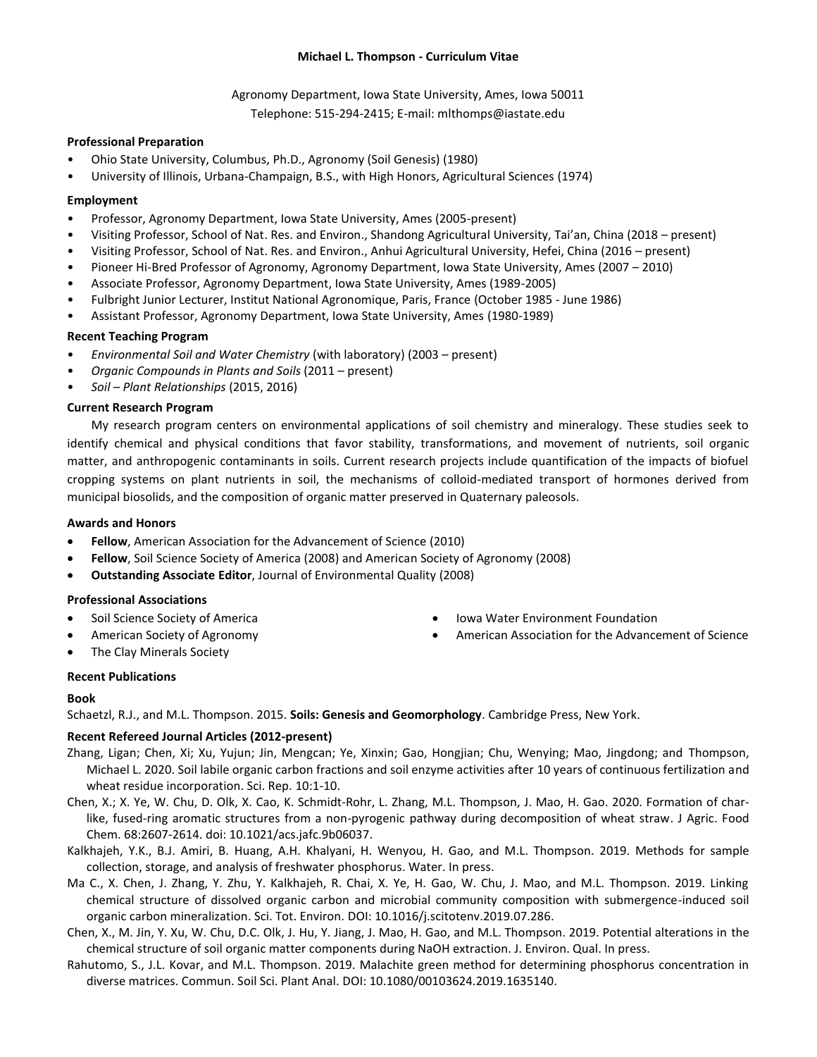# Michael L. Thompson - Curriculum Vitae

Agronomy Department, Iowa State University, Ames, Iowa 50011
Telephone: 515-294-2415; E-mail: mlthomps@iastate.edu

### Professional Preparation

- Ohio State University, Columbus, Ph.D., Agronomy (Soil Genesis) (1980)
- University of Illinois, Urbana-Champaign, B.S., with High Honors, Agricultural Sciences (1974)

### Employment

- Professor, Agronomy Department, Iowa State University, Ames (2005-present)
- Visiting Professor, School of Nat. Res. and Environ., Shandong Agricultural University, Tai'an, China (2018 – present)
- Visiting Professor, School of Nat. Res. and Environ., Anhui Agricultural University, Hefei, China (2016 – present)
- Pioneer Hi-Bred Professor of Agronomy, Agronomy Department, Iowa State University, Ames (2007 – 2010)
- Associate Professor, Agronomy Department, Iowa State University, Ames (1989-2005)
- Fulbright Junior Lecturer, Institut National Agronomique, Paris, France (October 1985 - June 1986)
- Assistant Professor, Agronomy Department, Iowa State University, Ames (1980-1989)

### Recent Teaching Program

- *Environmental Soil and Water Chemistry* (with laboratory) (2003 – present)
- *Organic Compounds in Plants and Soils* (2011 – present)
- *Soil – Plant Relationships* (2015, 2016)

### Current Research Program

My research program centers on environmental applications of soil chemistry and mineralogy. These studies seek to identify chemical and physical conditions that favor stability, transformations, and movement of nutrients, soil organic matter, and anthropogenic contaminants in soils. Current research projects include quantification of the impacts of biofuel cropping systems on plant nutrients in soil, the mechanisms of colloid-mediated transport of hormones derived from municipal biosolids, and the composition of organic matter preserved in Quaternary paleosols.

### Awards and Honors

- **Fellow**, American Association for the Advancement of Science (2010)
- **Fellow**, Soil Science Society of America (2008) and American Society of Agronomy (2008)
- **Outstanding Associate Editor**, Journal of Environmental Quality (2008)

### Professional Associations

- Soil Science Society of America
- American Society of Agronomy
- The Clay Minerals Society
- Iowa Water Environment Foundation
- American Association for the Advancement of Science

### Recent Publications

#### Book

Schaetzl, R.J., and M.L. Thompson. 2015. **Soils: Genesis and Geomorphology**. Cambridge Press, New York.

#### Recent Refereed Journal Articles (2012-present)

Zhang, Ligan; Chen, Xi; Xu, Yujun; Jin, Mengcan; Ye, Xinxin; Gao, Hongjian; Chu, Wenying; Mao, Jingdong; and Thompson, Michael L. 2020. Soil labile organic carbon fractions and soil enzyme activities after 10 years of continuous fertilization and wheat residue incorporation. Sci. Rep. 10:1-10.

Chen, X.; X. Ye, W. Chu, D. Olk, X. Cao, K. Schmidt-Rohr, L. Zhang, M.L. Thompson, J. Mao, H. Gao. 2020. Formation of char-like, fused-ring aromatic structures from a non-pyrogenic pathway during decomposition of wheat straw. J Agric. Food Chem. 68:2607-2614. doi: 10.1021/acs.jafc.9b06037.

Kalkhajeh, Y.K., B.J. Amiri, B. Huang, A.H. Khalyani, H. Wenyou, H. Gao, and M.L. Thompson. 2019. Methods for sample collection, storage, and analysis of freshwater phosphorus. Water. In press.

Ma C., X. Chen, J. Zhang, Y. Zhu, Y. Kalkhajeh, R. Chai, X. Ye, H. Gao, W. Chu, J. Mao, and M.L. Thompson. 2019. Linking chemical structure of dissolved organic carbon and microbial community composition with submergence-induced soil organic carbon mineralization. Sci. Tot. Environ. DOI: 10.1016/j.scitotenv.2019.07.286.

Chen, X., M. Jin, Y. Xu, W. Chu, D.C. Olk, J. Hu, Y. Jiang, J. Mao, H. Gao, and M.L. Thompson. 2019. Potential alterations in the chemical structure of soil organic matter components during NaOH extraction. J. Environ. Qual. In press.

Rahutomo, S., J.L. Kovar, and M.L. Thompson. 2019. Malachite green method for determining phosphorus concentration in diverse matrices. Commun. Soil Sci. Plant Anal. DOI: 10.1080/00103624.2019.1635140.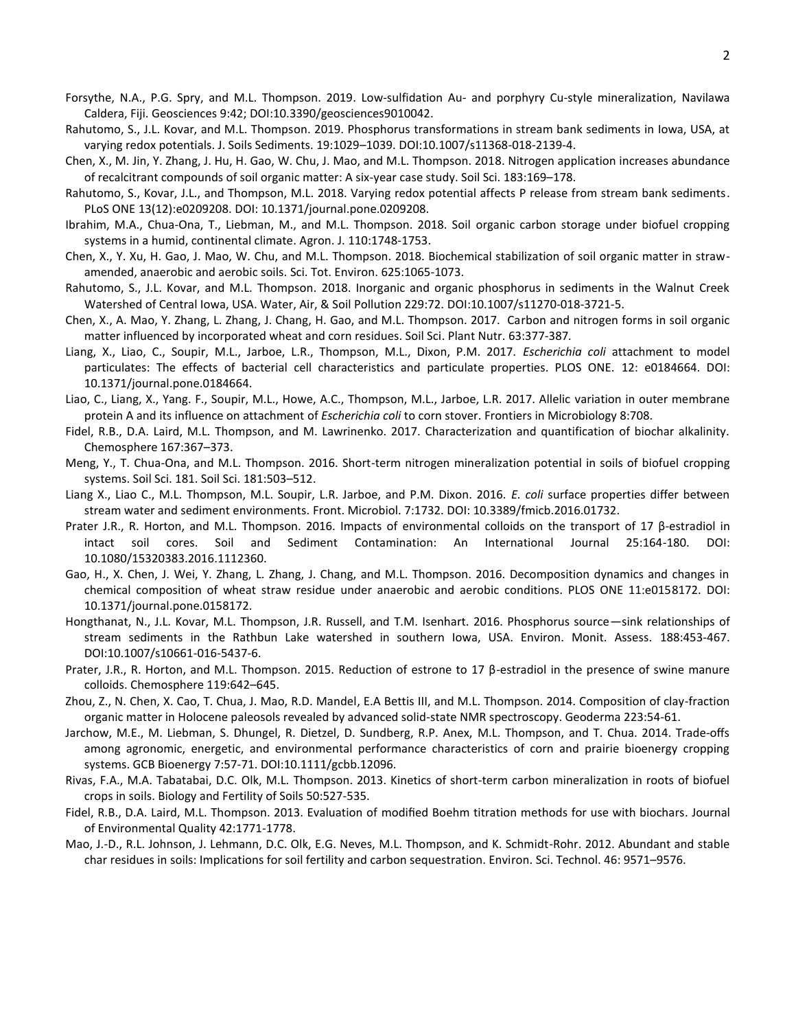Forsythe, N.A., P.G. Spry, and M.L. Thompson. 2019. Low-sulfidation Au- and porphyry Cu-style mineralization, Navilawa Caldera, Fiji. Geosciences 9:42; DOI:10.3390/geosciences9010042.

Rahutomo, S., J.L. Kovar, and M.L. Thompson. 2019. Phosphorus transformations in stream bank sediments in Iowa, USA, at varying redox potentials. J. Soils Sediments. 19:1029–1039. DOI:10.1007/s11368-018-2139-4.

Chen, X., M. Jin, Y. Zhang, J. Hu, H. Gao, W. Chu, J. Mao, and M.L. Thompson. 2018. Nitrogen application increases abundance of recalcitrant compounds of soil organic matter: A six-year case study. Soil Sci. 183:169–178.

Rahutomo, S., Kovar, J.L., and Thompson, M.L. 2018. Varying redox potential affects P release from stream bank sediments. PLoS ONE 13(12):e0209208. DOI: 10.1371/journal.pone.0209208.

Ibrahim, M.A., Chua-Ona, T., Liebman, M., and M.L. Thompson. 2018. Soil organic carbon storage under biofuel cropping systems in a humid, continental climate. Agron. J. 110:1748-1753.

Chen, X., Y. Xu, H. Gao, J. Mao, W. Chu, and M.L. Thompson. 2018. Biochemical stabilization of soil organic matter in straw-amended, anaerobic and aerobic soils. Sci. Tot. Environ. 625:1065-1073.

Rahutomo, S., J.L. Kovar, and M.L. Thompson. 2018. Inorganic and organic phosphorus in sediments in the Walnut Creek Watershed of Central Iowa, USA. Water, Air, & Soil Pollution 229:72. DOI:10.1007/s11270-018-3721-5.

Chen, X., A. Mao, Y. Zhang, L. Zhang, J. Chang, H. Gao, and M.L. Thompson. 2017. Carbon and nitrogen forms in soil organic matter influenced by incorporated wheat and corn residues. Soil Sci. Plant Nutr. 63:377-387.

Liang, X., Liao, C., Soupir, M.L., Jarboe, L.R., Thompson, M.L., Dixon, P.M. 2017. *Escherichia coli* attachment to model particulates: The effects of bacterial cell characteristics and particulate properties. PLOS ONE. 12: e0184664. DOI: 10.1371/journal.pone.0184664.

Liao, C., Liang, X., Yang. F., Soupir, M.L., Howe, A.C., Thompson, M.L., Jarboe, L.R. 2017. Allelic variation in outer membrane protein A and its influence on attachment of *Escherichia coli* to corn stover. Frontiers in Microbiology 8:708.

Fidel, R.B., D.A. Laird, M.L. Thompson, and M. Lawrinenko. 2017. Characterization and quantification of biochar alkalinity. Chemosphere 167:367–373.

Meng, Y., T. Chua-Ona, and M.L. Thompson. 2016. Short-term nitrogen mineralization potential in soils of biofuel cropping systems. Soil Sci. 181. Soil Sci. 181:503–512.

Liang X., Liao C., M.L. Thompson, M.L. Soupir, L.R. Jarboe, and P.M. Dixon. 2016. *E. coli* surface properties differ between stream water and sediment environments. Front. Microbiol. 7:1732. DOI: 10.3389/fmicb.2016.01732.

Prater J.R., R. Horton, and M.L. Thompson. 2016. Impacts of environmental colloids on the transport of 17 β-estradiol in intact soil cores. Soil and Sediment Contamination: An International Journal 25:164-180. DOI: 10.1080/15320383.2016.1112360.

Gao, H., X. Chen, J. Wei, Y. Zhang, L. Zhang, J. Chang, and M.L. Thompson. 2016. Decomposition dynamics and changes in chemical composition of wheat straw residue under anaerobic and aerobic conditions. PLOS ONE 11:e0158172. DOI: 10.1371/journal.pone.0158172.

Hongthanat, N., J.L. Kovar, M.L. Thompson, J.R. Russell, and T.M. Isenhart. 2016. Phosphorus source—sink relationships of stream sediments in the Rathbun Lake watershed in southern Iowa, USA. Environ. Monit. Assess. 188:453-467. DOI:10.1007/s10661-016-5437-6.

Prater, J.R., R. Horton, and M.L. Thompson. 2015. Reduction of estrone to 17 β-estradiol in the presence of swine manure colloids. Chemosphere 119:642–645.

Zhou, Z., N. Chen, X. Cao, T. Chua, J. Mao, R.D. Mandel, E.A Bettis III, and M.L. Thompson. 2014. Composition of clay-fraction organic matter in Holocene paleosols revealed by advanced solid-state NMR spectroscopy. Geoderma 223:54-61.

Jarchow, M.E., M. Liebman, S. Dhungel, R. Dietzel, D. Sundberg, R.P. Anex, M.L. Thompson, and T. Chua. 2014. Trade-offs among agronomic, energetic, and environmental performance characteristics of corn and prairie bioenergy cropping systems. GCB Bioenergy 7:57-71. DOI:10.1111/gcbb.12096.

Rivas, F.A., M.A. Tabatabai, D.C. Olk, M.L. Thompson. 2013. Kinetics of short-term carbon mineralization in roots of biofuel crops in soils. Biology and Fertility of Soils 50:527-535.

Fidel, R.B., D.A. Laird, M.L. Thompson. 2013. Evaluation of modified Boehm titration methods for use with biochars. Journal of Environmental Quality 42:1771-1778.

Mao, J.-D., R.L. Johnson, J. Lehmann, D.C. Olk, E.G. Neves, M.L. Thompson, and K. Schmidt-Rohr. 2012. Abundant and stable char residues in soils: Implications for soil fertility and carbon sequestration. Environ. Sci. Technol. 46: 9571–9576.